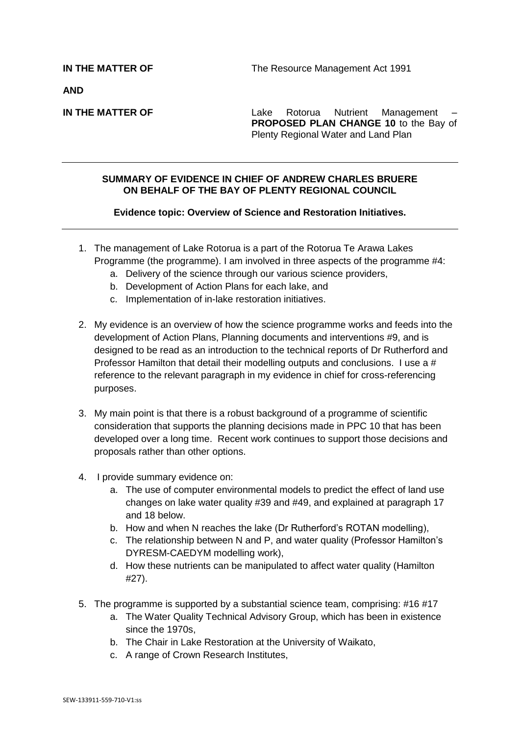**IN THE MATTER OF** The Resource Management Act 1991

**AND**

**IN THE MATTER OF** Lake Rotorua Nutrient Management – **PROPOSED PLAN CHANGE 10** to the Bay of Plenty Regional Water and Land Plan

---

**SUMMARY OF EVIDENCE IN CHIEF OF ANDREW CHARLES BRUERE ON BEHALF OF THE BAY OF PLENTY REGIONAL COUNCIL**

**Evidence topic: Overview of Science and Restoration Initiatives.**

---

1. The management of Lake Rotorua is a part of the Rotorua Te Arawa Lakes Programme (the programme). I am involved in three aspects of the programme #4:
   a. Delivery of the science through our various science providers,
   b. Development of Action Plans for each lake, and
   c. Implementation of in-lake restoration initiatives.

2. My evidence is an overview of how the science programme works and feeds into the development of Action Plans, Planning documents and interventions #9, and is designed to be read as an introduction to the technical reports of Dr Rutherford and Professor Hamilton that detail their modelling outputs and conclusions. I use a # reference to the relevant paragraph in my evidence in chief for cross-referencing purposes.

3. My main point is that there is a robust background of a programme of scientific consideration that supports the planning decisions made in PPC 10 that has been developed over a long time. Recent work continues to support those decisions and proposals rather than other options.

4. I provide summary evidence on:
   a. The use of computer environmental models to predict the effect of land use changes on lake water quality #39 and #49, and explained at paragraph 17 and 18 below.
   b. How and when N reaches the lake (Dr Rutherford's ROTAN modelling),
   c. The relationship between N and P, and water quality (Professor Hamilton's DYRESM-CAEDYM modelling work),
   d. How these nutrients can be manipulated to affect water quality (Hamilton #27).

5. The programme is supported by a substantial science team, comprising: #16 #17
   a. The Water Quality Technical Advisory Group, which has been in existence since the 1970s,
   b. The Chair in Lake Restoration at the University of Waikato,
   c. A range of Crown Research Institutes,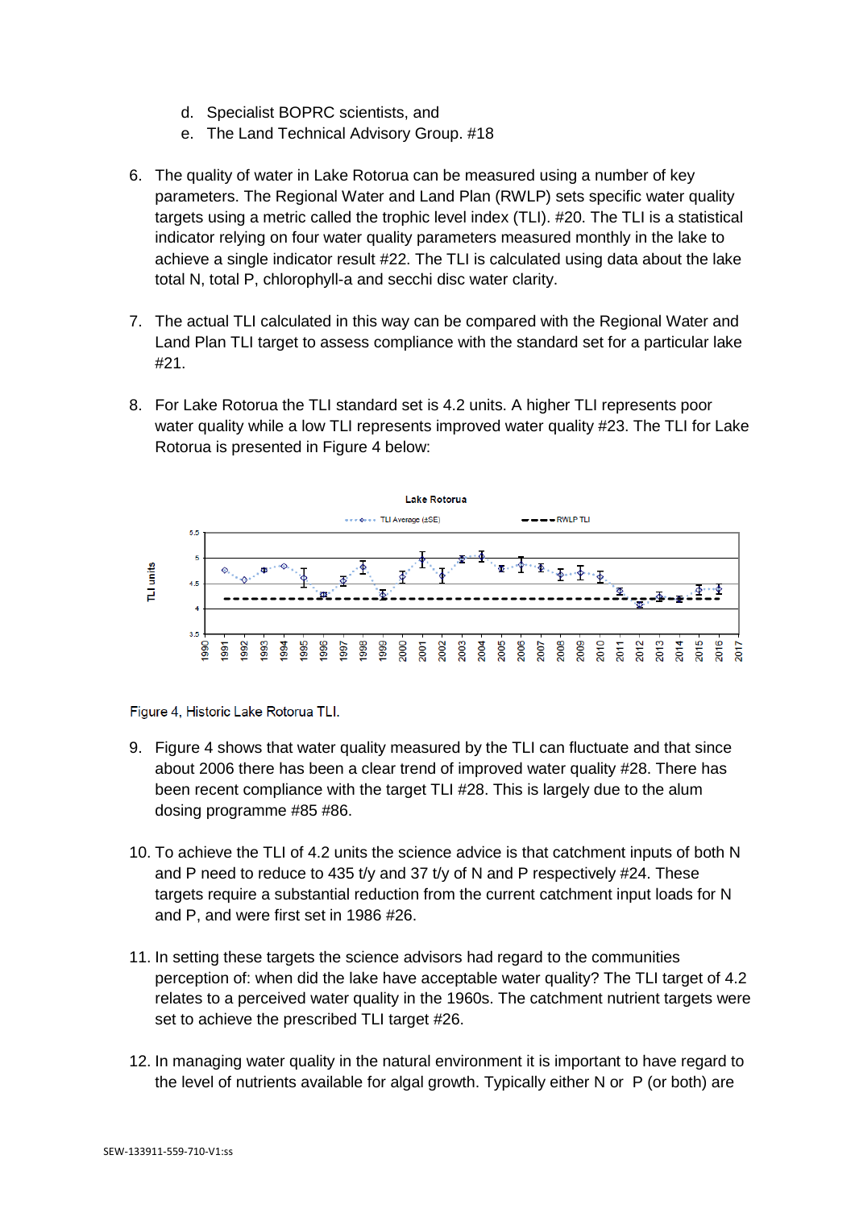d. Specialist BOPRC scientists, and
e. The Land Technical Advisory Group. #18

6. The quality of water in Lake Rotorua can be measured using a number of key parameters. The Regional Water and Land Plan (RWLP) sets specific water quality targets using a metric called the trophic level index (TLI). #20. The TLI is a statistical indicator relying on four water quality parameters measured monthly in the lake to achieve a single indicator result #22. The TLI is calculated using data about the lake total N, total P, chlorophyll-a and secchi disc water clarity.

7. The actual TLI calculated in this way can be compared with the Regional Water and Land Plan TLI target to assess compliance with the standard set for a particular lake #21.

8. For Lake Rotorua the TLI standard set is 4.2 units. A higher TLI represents poor water quality while a low TLI represents improved water quality #23. The TLI for Lake Rotorua is presented in Figure 4 below:

Figure 4, Historic Lake Rotorua TLI.

9. Figure 4 shows that water quality measured by the TLI can fluctuate and that since about 2006 there has been a clear trend of improved water quality #28. There has been recent compliance with the target TLI #28. This is largely due to the alum dosing programme #85 #86.

10. To achieve the TLI of 4.2 units the science advice is that catchment inputs of both N and P need to reduce to 435 t/y and 37 t/y of N and P respectively #24. These targets require a substantial reduction from the current catchment input loads for N and P, and were first set in 1986 #26.

11. In setting these targets the science advisors had regard to the communities perception of: when did the lake have acceptable water quality? The TLI target of 4.2 relates to a perceived water quality in the 1960s. The catchment nutrient targets were set to achieve the prescribed TLI target #26.

12. In managing water quality in the natural environment it is important to have regard to the level of nutrients available for algal growth. Typically either N or P (or both) are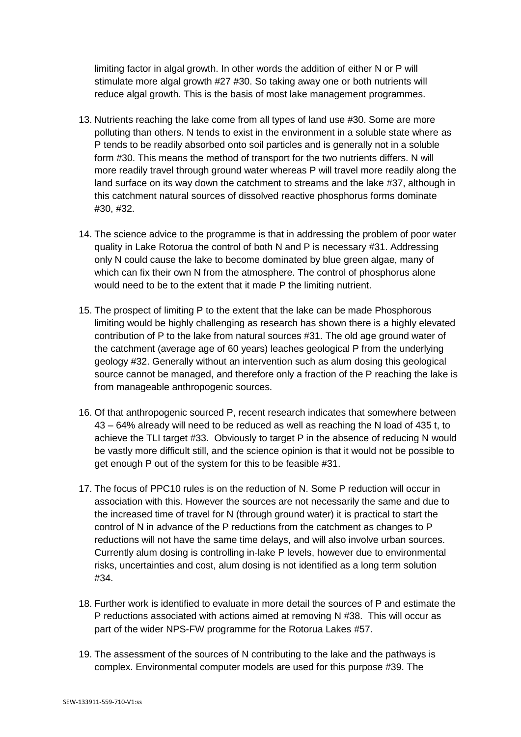limiting factor in algal growth. In other words the addition of either N or P will stimulate more algal growth #27 #30. So taking away one or both nutrients will reduce algal growth. This is the basis of most lake management programmes.

13. Nutrients reaching the lake come from all types of land use #30. Some are more polluting than others. N tends to exist in the environment in a soluble state where as P tends to be readily absorbed onto soil particles and is generally not in a soluble form #30. This means the method of transport for the two nutrients differs. N will more readily travel through ground water whereas P will travel more readily along the land surface on its way down the catchment to streams and the lake #37, although in this catchment natural sources of dissolved reactive phosphorus forms dominate #30, #32.

14. The science advice to the programme is that in addressing the problem of poor water quality in Lake Rotorua the control of both N and P is necessary #31. Addressing only N could cause the lake to become dominated by blue green algae, many of which can fix their own N from the atmosphere. The control of phosphorus alone would need to be to the extent that it made P the limiting nutrient.

15. The prospect of limiting P to the extent that the lake can be made Phosphorous limiting would be highly challenging as research has shown there is a highly elevated contribution of P to the lake from natural sources #31. The old age ground water of the catchment (average age of 60 years) leaches geological P from the underlying geology #32. Generally without an intervention such as alum dosing this geological source cannot be managed, and therefore only a fraction of the P reaching the lake is from manageable anthropogenic sources.

16. Of that anthropogenic sourced P, recent research indicates that somewhere between 43 – 64% already will need to be reduced as well as reaching the N load of 435 t, to achieve the TLI target #33. Obviously to target P in the absence of reducing N would be vastly more difficult still, and the science opinion is that it would not be possible to get enough P out of the system for this to be feasible #31.

17. The focus of PPC10 rules is on the reduction of N. Some P reduction will occur in association with this. However the sources are not necessarily the same and due to the increased time of travel for N (through ground water) it is practical to start the control of N in advance of the P reductions from the catchment as changes to P reductions will not have the same time delays, and will also involve urban sources. Currently alum dosing is controlling in-lake P levels, however due to environmental risks, uncertainties and cost, alum dosing is not identified as a long term solution #34.

18. Further work is identified to evaluate in more detail the sources of P and estimate the P reductions associated with actions aimed at removing N #38. This will occur as part of the wider NPS-FW programme for the Rotorua Lakes #57.

19. The assessment of the sources of N contributing to the lake and the pathways is complex. Environmental computer models are used for this purpose #39. The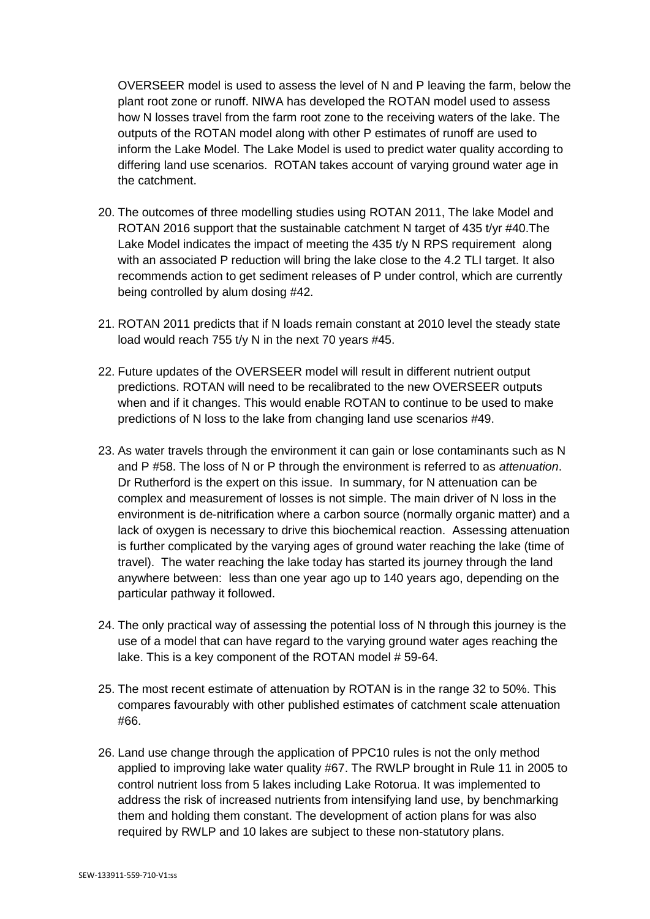OVERSEER model is used to assess the level of N and P leaving the farm, below the plant root zone or runoff. NIWA has developed the ROTAN model used to assess how N losses travel from the farm root zone to the receiving waters of the lake. The outputs of the ROTAN model along with other P estimates of runoff are used to inform the Lake Model. The Lake Model is used to predict water quality according to differing land use scenarios. ROTAN takes account of varying ground water age in the catchment.

20. The outcomes of three modelling studies using ROTAN 2011, The lake Model and ROTAN 2016 support that the sustainable catchment N target of 435 t/yr #40.The Lake Model indicates the impact of meeting the 435 t/y N RPS requirement along with an associated P reduction will bring the lake close to the 4.2 TLI target. It also recommends action to get sediment releases of P under control, which are currently being controlled by alum dosing #42.

21. ROTAN 2011 predicts that if N loads remain constant at 2010 level the steady state load would reach 755 t/y N in the next 70 years #45.

22. Future updates of the OVERSEER model will result in different nutrient output predictions. ROTAN will need to be recalibrated to the new OVERSEER outputs when and if it changes. This would enable ROTAN to continue to be used to make predictions of N loss to the lake from changing land use scenarios #49.

23. As water travels through the environment it can gain or lose contaminants such as N and P #58. The loss of N or P through the environment is referred to as *attenuation*. Dr Rutherford is the expert on this issue. In summary, for N attenuation can be complex and measurement of losses is not simple. The main driver of N loss in the environment is de-nitrification where a carbon source (normally organic matter) and a lack of oxygen is necessary to drive this biochemical reaction. Assessing attenuation is further complicated by the varying ages of ground water reaching the lake (time of travel). The water reaching the lake today has started its journey through the land anywhere between: less than one year ago up to 140 years ago, depending on the particular pathway it followed.

24. The only practical way of assessing the potential loss of N through this journey is the use of a model that can have regard to the varying ground water ages reaching the lake. This is a key component of the ROTAN model # 59-64.

25. The most recent estimate of attenuation by ROTAN is in the range 32 to 50%. This compares favourably with other published estimates of catchment scale attenuation #66.

26. Land use change through the application of PPC10 rules is not the only method applied to improving lake water quality #67. The RWLP brought in Rule 11 in 2005 to control nutrient loss from 5 lakes including Lake Rotorua. It was implemented to address the risk of increased nutrients from intensifying land use, by benchmarking them and holding them constant. The development of action plans for was also required by RWLP and 10 lakes are subject to these non-statutory plans.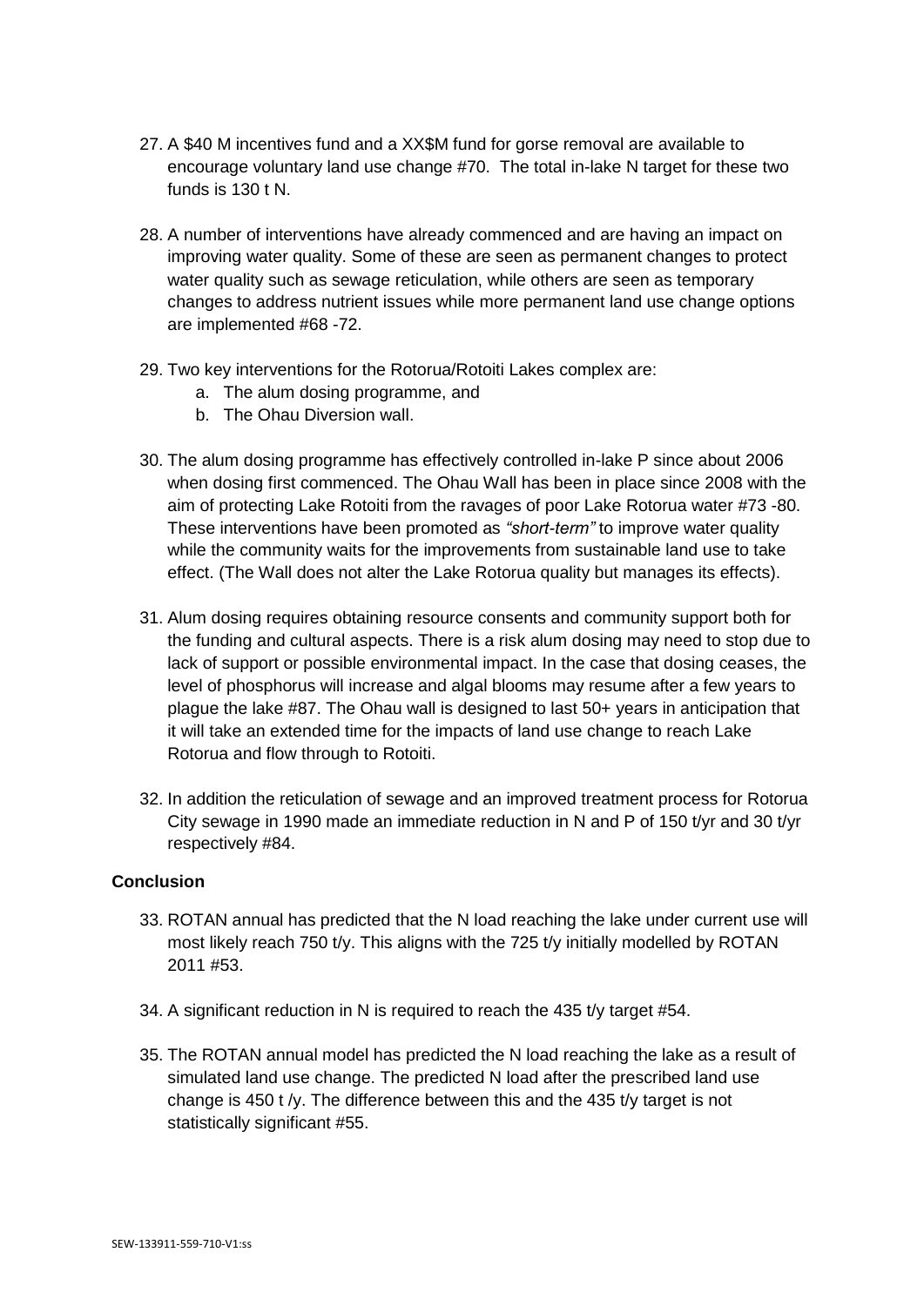27. A $40 M incentives fund and a XX$M fund for gorse removal are available to encourage voluntary land use change #70. The total in-lake N target for these two funds is 130 t N.

28. A number of interventions have already commenced and are having an impact on improving water quality. Some of these are seen as permanent changes to protect water quality such as sewage reticulation, while others are seen as temporary changes to address nutrient issues while more permanent land use change options are implemented #68 -72.

29. Two key interventions for the Rotorua/Rotoiti Lakes complex are:
    a. The alum dosing programme, and
    b. The Ohau Diversion wall.

30. The alum dosing programme has effectively controlled in-lake P since about 2006 when dosing first commenced. The Ohau Wall has been in place since 2008 with the aim of protecting Lake Rotoiti from the ravages of poor Lake Rotorua water #73 -80. These interventions have been promoted as *"short-term"* to improve water quality while the community waits for the improvements from sustainable land use to take effect. (The Wall does not alter the Lake Rotorua quality but manages its effects).

31. Alum dosing requires obtaining resource consents and community support both for the funding and cultural aspects. There is a risk alum dosing may need to stop due to lack of support or possible environmental impact. In the case that dosing ceases, the level of phosphorus will increase and algal blooms may resume after a few years to plague the lake #87. The Ohau wall is designed to last 50+ years in anticipation that it will take an extended time for the impacts of land use change to reach Lake Rotorua and flow through to Rotoiti.

32. In addition the reticulation of sewage and an improved treatment process for Rotorua City sewage in 1990 made an immediate reduction in N and P of 150 t/yr and 30 t/yr respectively #84.

**Conclusion**

33. ROTAN annual has predicted that the N load reaching the lake under current use will most likely reach 750 t/y. This aligns with the 725 t/y initially modelled by ROTAN 2011 #53.

34. A significant reduction in N is required to reach the 435 t/y target #54.

35. The ROTAN annual model has predicted the N load reaching the lake as a result of simulated land use change. The predicted N load after the prescribed land use change is 450 t /y. The difference between this and the 435 t/y target is not statistically significant #55.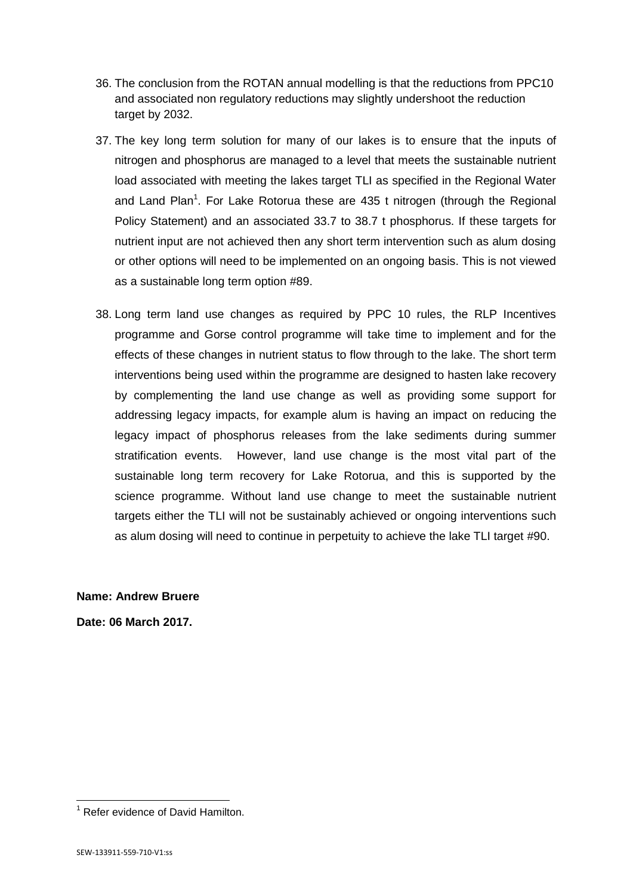36. The conclusion from the ROTAN annual modelling is that the reductions from PPC10 and associated non regulatory reductions may slightly undershoot the reduction target by 2032.

37. The key long term solution for many of our lakes is to ensure that the inputs of nitrogen and phosphorus are managed to a level that meets the sustainable nutrient load associated with meeting the lakes target TLI as specified in the Regional Water and Land Plan[1]. For Lake Rotorua these are 435 t nitrogen (through the Regional Policy Statement) and an associated 33.7 to 38.7 t phosphorus. If these targets for nutrient input are not achieved then any short term intervention such as alum dosing or other options will need to be implemented on an ongoing basis. This is not viewed as a sustainable long term option #89.

38. Long term land use changes as required by PPC 10 rules, the RLP Incentives programme and Gorse control programme will take time to implement and for the effects of these changes in nutrient status to flow through to the lake. The short term interventions being used within the programme are designed to hasten lake recovery by complementing the land use change as well as providing some support for addressing legacy impacts, for example alum is having an impact on reducing the legacy impact of phosphorus releases from the lake sediments during summer stratification events. However, land use change is the most vital part of the sustainable long term recovery for Lake Rotorua, and this is supported by the science programme. Without land use change to meet the sustainable nutrient targets either the TLI will not be sustainably achieved or ongoing interventions such as alum dosing will need to continue in perpetuity to achieve the lake TLI target #90.

**Name: Andrew Bruere**

**Date: 06 March 2017.**

[1] Refer evidence of David Hamilton.

SEW-133911-559-710-V1:ss